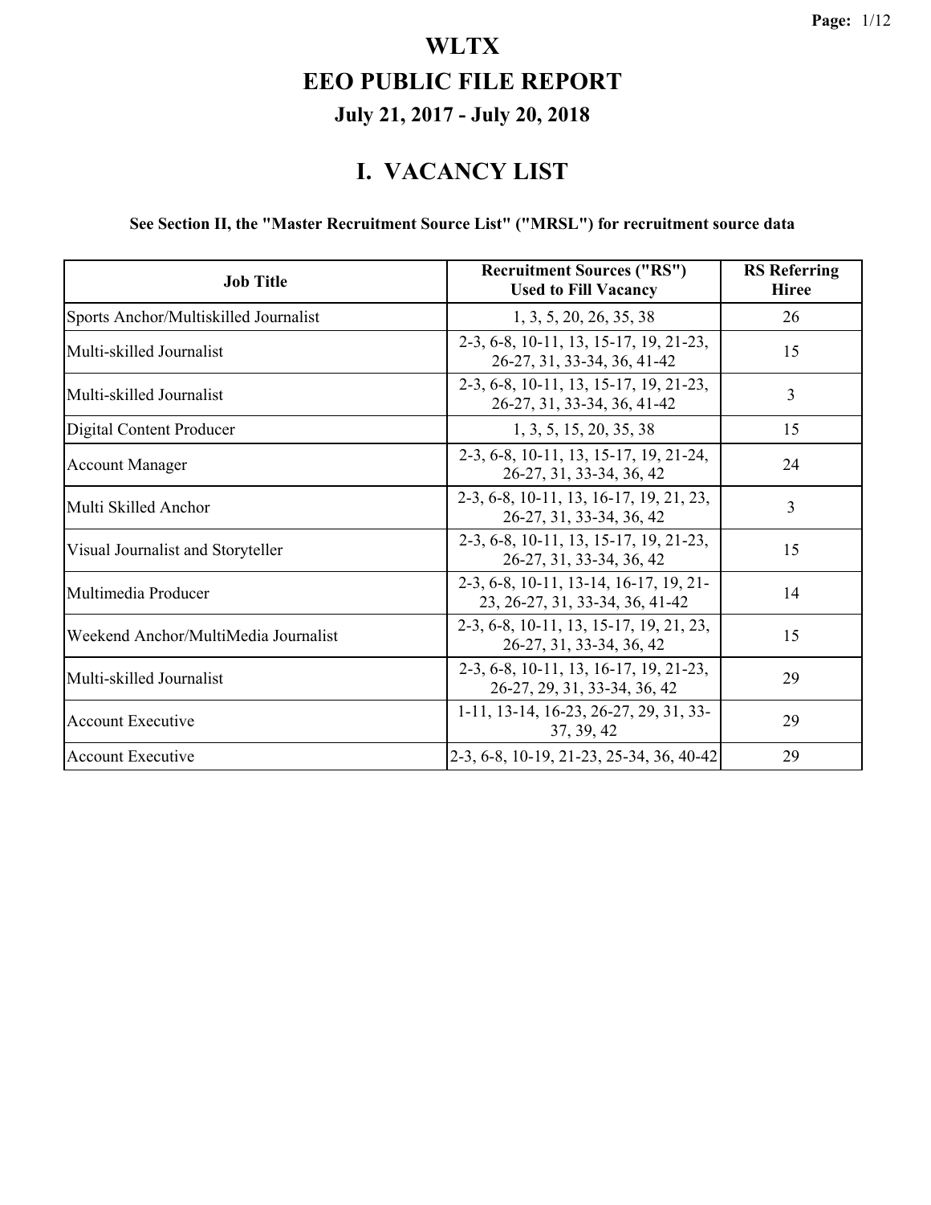# WLTX

# EEO PUBLIC FILE REPORT

## July 21, 2017 - July 20, 2018

## I. VACANCY LIST

**See Section II, the "Master Recruitment Source List" ("MRSL") for recruitment source data**

| Job Title | Recruitment Sources ("RS") Used to Fill Vacancy | RS Referring Hiree |
|---|---|---|
| Sports Anchor/Multiskilled Journalist | 1, 3, 5, 20, 26, 35, 38 | 26 |
| Multi-skilled Journalist | 2-3, 6-8, 10-11, 13, 15-17, 19, 21-23, 26-27, 31, 33-34, 36, 41-42 | 15 |
| Multi-skilled Journalist | 2-3, 6-8, 10-11, 13, 15-17, 19, 21-23, 26-27, 31, 33-34, 36, 41-42 | 3 |
| Digital Content Producer | 1, 3, 5, 15, 20, 35, 38 | 15 |
| Account Manager | 2-3, 6-8, 10-11, 13, 15-17, 19, 21-24, 26-27, 31, 33-34, 36, 42 | 24 |
| Multi Skilled Anchor | 2-3, 6-8, 10-11, 13, 16-17, 19, 21, 23, 26-27, 31, 33-34, 36, 42 | 3 |
| Visual Journalist and Storyteller | 2-3, 6-8, 10-11, 13, 15-17, 19, 21-23, 26-27, 31, 33-34, 36, 42 | 15 |
| Multimedia Producer | 2-3, 6-8, 10-11, 13-14, 16-17, 19, 21-23, 26-27, 31, 33-34, 36, 41-42 | 14 |
| Weekend Anchor/MultiMedia Journalist | 2-3, 6-8, 10-11, 13, 15-17, 19, 21, 23, 26-27, 31, 33-34, 36, 42 | 15 |
| Multi-skilled Journalist | 2-3, 6-8, 10-11, 13, 16-17, 19, 21-23, 26-27, 29, 31, 33-34, 36, 42 | 29 |
| Account Executive | 1-11, 13-14, 16-23, 26-27, 29, 31, 33-37, 39, 42 | 29 |
| Account Executive | 2-3, 6-8, 10-19, 21-23, 25-34, 36, 40-42 | 29 |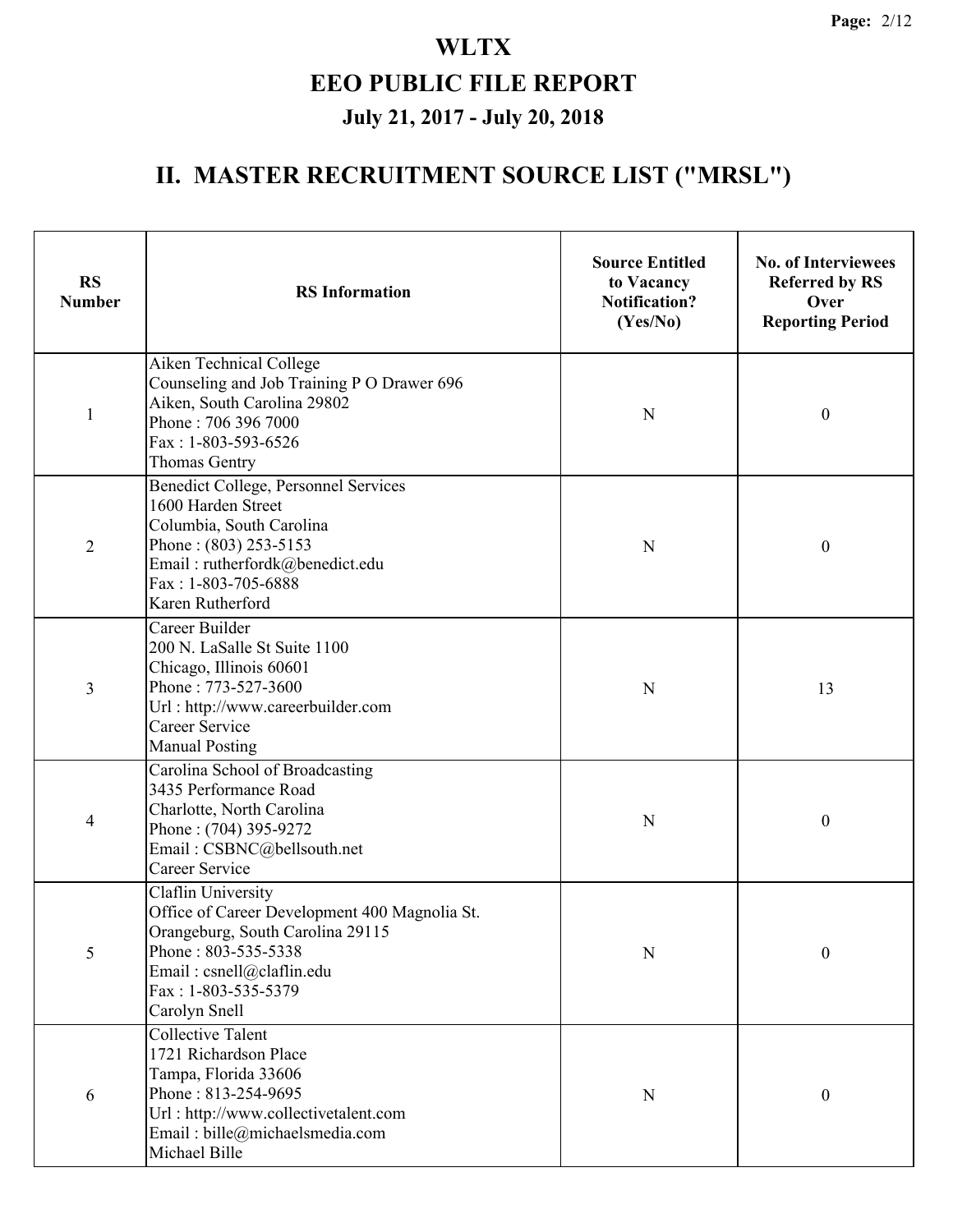# WLTX

# EEO PUBLIC FILE REPORT

## July 21, 2017 - July 20, 2018

## II. MASTER RECRUITMENT SOURCE LIST ("MRSL")

| RS Number | RS Information | Source Entitled to Vacancy Notification? (Yes/No) | No. of Interviewees Referred by RS Over Reporting Period |
|---|---|---|---|
| 1 | Aiken Technical College<br>Counseling and Job Training P O Drawer 696<br>Aiken, South Carolina 29802<br>Phone : 706 396 7000<br>Fax : 1-803-593-6526<br>Thomas Gentry | N | 0 |
| 2 | Benedict College, Personnel Services<br>1600 Harden Street<br>Columbia, South Carolina<br>Phone : (803) 253-5153<br>Email : rutherfordk@benedict.edu<br>Fax : 1-803-705-6888<br>Karen Rutherford | N | 0 |
| 3 | Career Builder<br>200 N. LaSalle St Suite 1100<br>Chicago, Illinois 60601<br>Phone : 773-527-3600<br>Url : http://www.careerbuilder.com<br>Career Service<br>Manual Posting | N | 13 |
| 4 | Carolina School of Broadcasting<br>3435 Performance Road<br>Charlotte, North Carolina<br>Phone : (704) 395-9272<br>Email : CSBNC@bellsouth.net<br>Career Service | N | 0 |
| 5 | Claflin University<br>Office of Career Development 400 Magnolia St.<br>Orangeburg, South Carolina 29115<br>Phone : 803-535-5338<br>Email : csnell@claflin.edu<br>Fax : 1-803-535-5379<br>Carolyn Snell | N | 0 |
| 6 | Collective Talent<br>1721 Richardson Place<br>Tampa, Florida 33606<br>Phone : 813-254-9695<br>Url : http://www.collectivetalent.com<br>Email : bille@michaelsmedia.com<br>Michael Bille | N | 0 |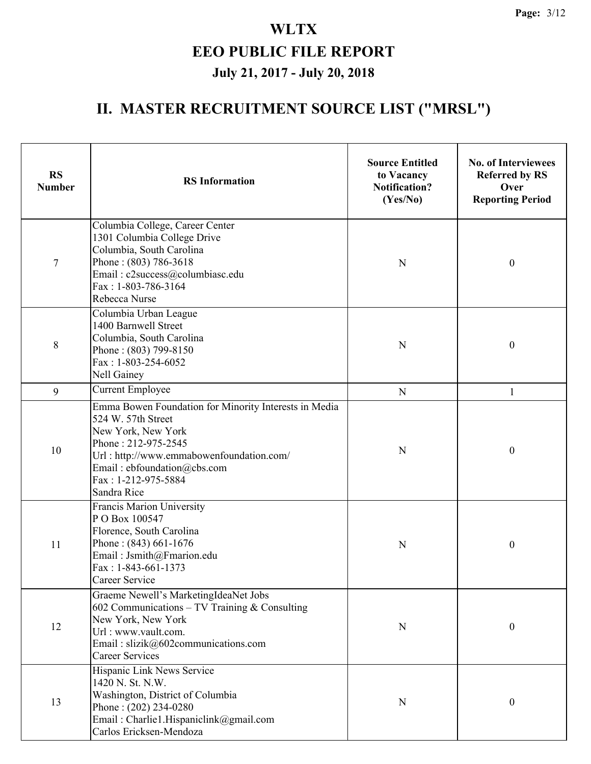# WLTX

## EEO PUBLIC FILE REPORT

### July 21, 2017 - July 20, 2018

## II. MASTER RECRUITMENT SOURCE LIST ("MRSL")

| RS Number | RS Information | Source Entitled to Vacancy Notification? (Yes/No) | No. of Interviewees Referred by RS Over Reporting Period |
|---|---|---|---|
| 7 | Columbia College, Career Center<br>1301 Columbia College Drive<br>Columbia, South Carolina<br>Phone : (803) 786-3618<br>Email : c2success@columbiasc.edu<br>Fax : 1-803-786-3164<br>Rebecca Nurse | N | 0 |
| 8 | Columbia Urban League<br>1400 Barnwell Street<br>Columbia, South Carolina<br>Phone : (803) 799-8150<br>Fax : 1-803-254-6052<br>Nell Gainey | N | 0 |
| 9 | Current Employee | N | 1 |
| 10 | Emma Bowen Foundation for Minority Interests in Media<br>524 W. 57th Street<br>New York, New York<br>Phone : 212-975-2545<br>Url : http://www.emmabowenfoundation.com/<br>Email : ebfoundation@cbs.com<br>Fax : 1-212-975-5884<br>Sandra Rice | N | 0 |
| 11 | Francis Marion University<br>P O Box 100547<br>Florence, South Carolina<br>Phone : (843) 661-1676<br>Email : Jsmith@Fmarion.edu<br>Fax : 1-843-661-1373<br>Career Service | N | 0 |
| 12 | Graeme Newell's MarketingIdeaNet Jobs<br>602 Communications – TV Training & Consulting<br>New York, New York<br>Url : www.vault.com.<br>Email : slizik@602communications.com<br>Career Services | N | 0 |
| 13 | Hispanic Link News Service<br>1420 N. St. N.W.<br>Washington, District of Columbia<br>Phone : (202) 234-0280<br>Email : Charlie1.Hispaniclink@gmail.com<br>Carlos Ericksen-Mendoza | N | 0 |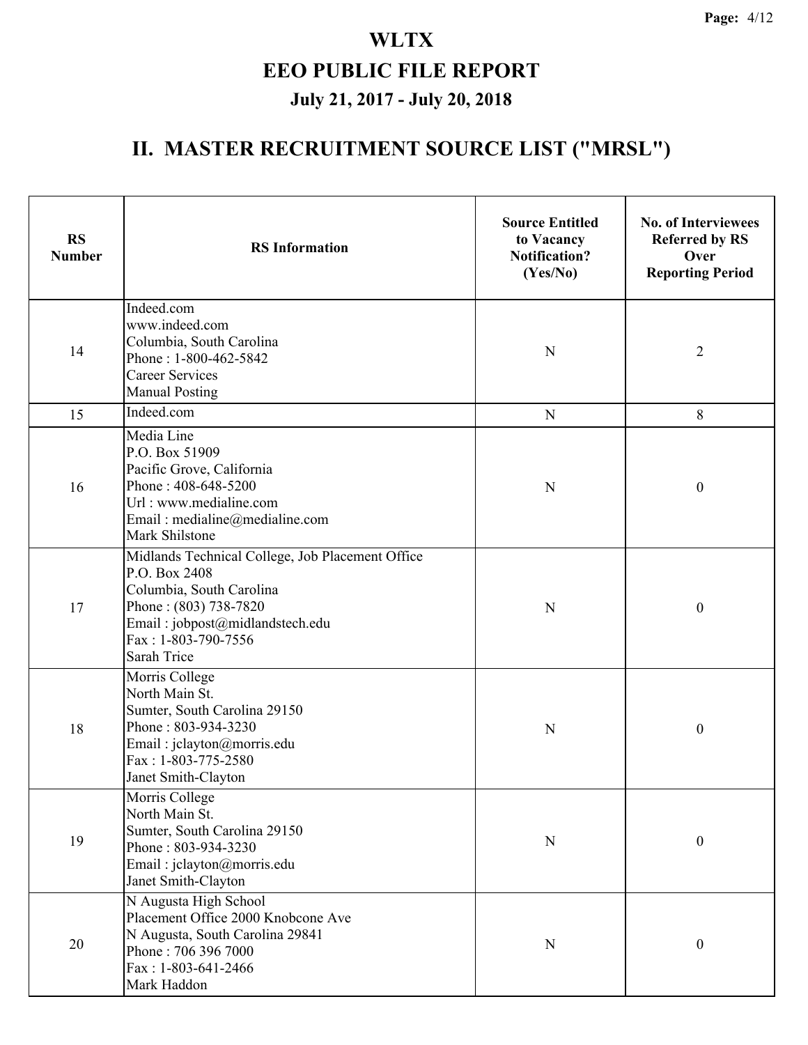# WLTX

# EEO PUBLIC FILE REPORT

## July 21, 2017 - July 20, 2018

## II. MASTER RECRUITMENT SOURCE LIST ("MRSL")

| RS Number | RS Information | Source Entitled to Vacancy Notification? (Yes/No) | No. of Interviewees Referred by RS Over Reporting Period |
|---|---|---|---|
| 14 | Indeed.com<br>www.indeed.com<br>Columbia, South Carolina<br>Phone : 1-800-462-5842<br>Career Services<br>Manual Posting | N | 2 |
| 15 | Indeed.com | N | 8 |
| 16 | Media Line<br>P.O. Box 51909<br>Pacific Grove, California<br>Phone : 408-648-5200<br>Url : www.medialine.com<br>Email : medialine@medialine.com<br>Mark Shilstone | N | 0 |
| 17 | Midlands Technical College, Job Placement Office<br>P.O. Box 2408<br>Columbia, South Carolina<br>Phone : (803) 738-7820<br>Email : jobpost@midlandstech.edu<br>Fax : 1-803-790-7556<br>Sarah Trice | N | 0 |
| 18 | Morris College<br>North Main St.<br>Sumter, South Carolina 29150<br>Phone : 803-934-3230<br>Email : jclayton@morris.edu<br>Fax : 1-803-775-2580<br>Janet Smith-Clayton | N | 0 |
| 19 | Morris College<br>North Main St.<br>Sumter, South Carolina 29150<br>Phone : 803-934-3230<br>Email : jclayton@morris.edu<br>Janet Smith-Clayton | N | 0 |
| 20 | N Augusta High School<br>Placement Office 2000 Knobcone Ave<br>N Augusta, South Carolina 29841<br>Phone : 706 396 7000<br>Fax : 1-803-641-2466<br>Mark Haddon | N | 0 |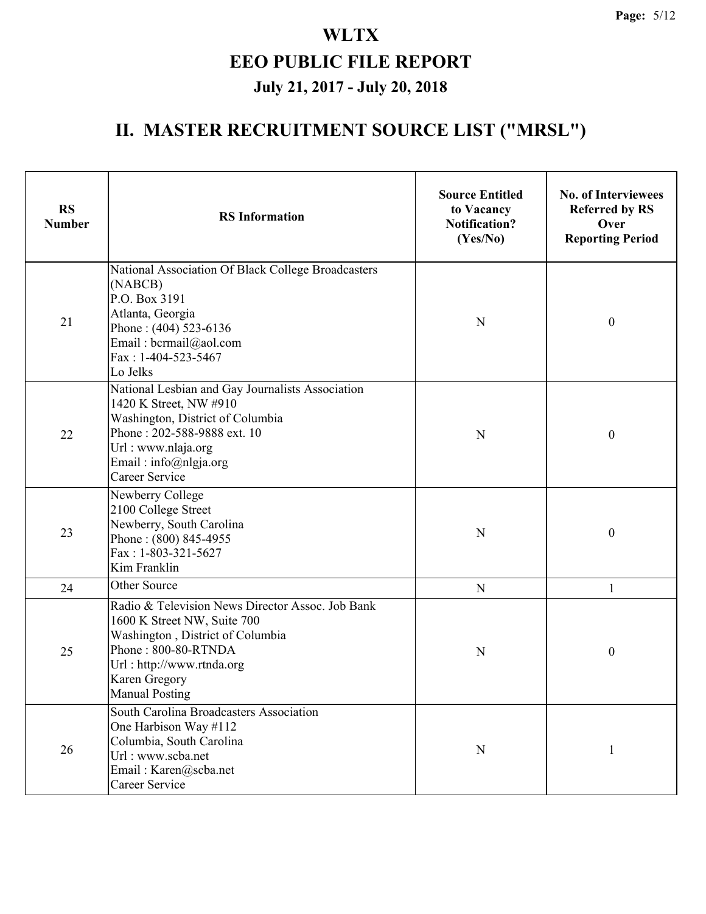# WLTX

# EEO PUBLIC FILE REPORT

## July 21, 2017 - July 20, 2018

## II. MASTER RECRUITMENT SOURCE LIST ("MRSL")

| RS Number | RS Information | Source Entitled to Vacancy Notification? (Yes/No) | No. of Interviewees Referred by RS Over Reporting Period |
|---|---|---|---|
| 21 | National Association Of Black College Broadcasters (NABCB)<br>P.O. Box 3191<br>Atlanta, Georgia<br>Phone : (404) 523-6136<br>Email : bcrmail@aol.com<br>Fax : 1-404-523-5467<br>Lo Jelks | N | 0 |
| 22 | National Lesbian and Gay Journalists Association<br>1420 K Street, NW #910<br>Washington, District of Columbia<br>Phone : 202-588-9888 ext. 10<br>Url : www.nlaja.org<br>Email : info@nlgja.org<br>Career Service | N | 0 |
| 23 | Newberry College<br>2100 College Street<br>Newberry, South Carolina<br>Phone : (800) 845-4955<br>Fax : 1-803-321-5627<br>Kim Franklin | N | 0 |
| 24 | Other Source | N | 1 |
| 25 | Radio & Television News Director Assoc. Job Bank<br>1600 K Street NW, Suite 700<br>Washington , District of Columbia<br>Phone : 800-80-RTNDA<br>Url : http://www.rtnda.org<br>Karen Gregory<br>Manual Posting | N | 0 |
| 26 | South Carolina Broadcasters Association<br>One Harbison Way #112<br>Columbia, South Carolina<br>Url : www.scba.net<br>Email : Karen@scba.net<br>Career Service | N | 1 |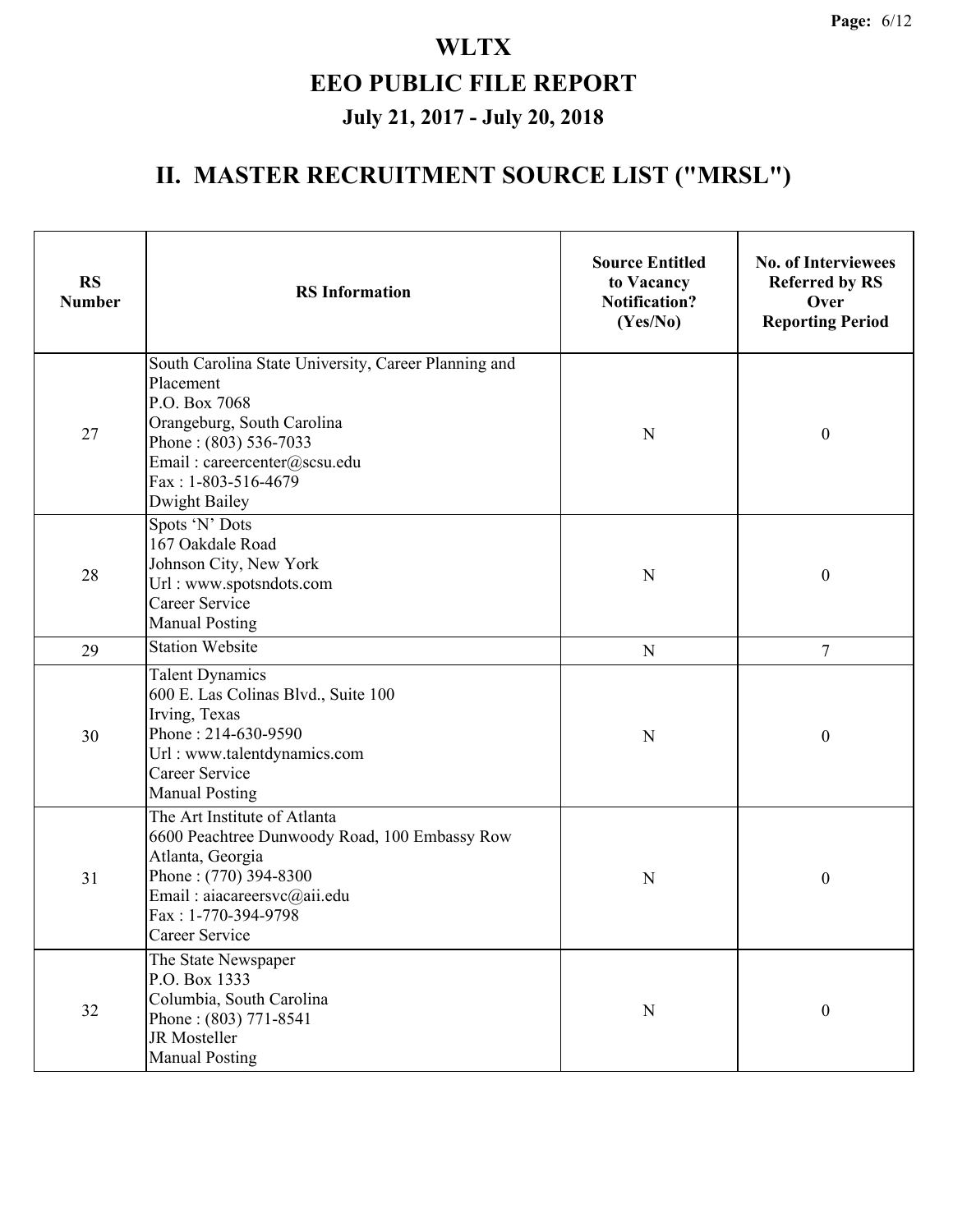# WLTX

# EEO PUBLIC FILE REPORT

## July 21, 2017 - July 20, 2018

## II. MASTER RECRUITMENT SOURCE LIST ("MRSL")

| RS Number | RS Information | Source Entitled to Vacancy Notification? (Yes/No) | No. of Interviewees Referred by RS Over Reporting Period |
|---|---|---|---|
| 27 | South Carolina State University, Career Planning and Placement<br>P.O. Box 7068<br>Orangeburg, South Carolina<br>Phone : (803) 536-7033<br>Email : careercenter@scsu.edu<br>Fax : 1-803-516-4679<br>Dwight Bailey | N | 0 |
| 28 | Spots 'N' Dots<br>167 Oakdale Road<br>Johnson City, New York<br>Url : www.spotsndots.com<br>Career Service<br>Manual Posting | N | 0 |
| 29 | Station Website | N | 7 |
| 30 | Talent Dynamics<br>600 E. Las Colinas Blvd., Suite 100<br>Irving, Texas<br>Phone : 214-630-9590<br>Url : www.talentdynamics.com<br>Career Service<br>Manual Posting | N | 0 |
| 31 | The Art Institute of Atlanta<br>6600 Peachtree Dunwoody Road, 100 Embassy Row<br>Atlanta, Georgia<br>Phone : (770) 394-8300<br>Email : aiacareersvc@aii.edu<br>Fax : 1-770-394-9798<br>Career Service | N | 0 |
| 32 | The State Newspaper<br>P.O. Box 1333<br>Columbia, South Carolina<br>Phone : (803) 771-8541<br>JR Mosteller<br>Manual Posting | N | 0 |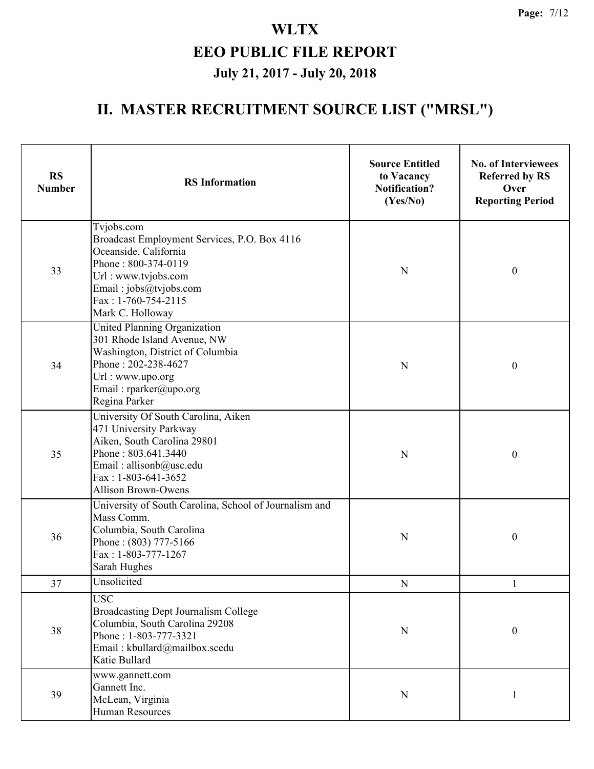# WLTX

# EEO PUBLIC FILE REPORT

## July 21, 2017 - July 20, 2018

## II. MASTER RECRUITMENT SOURCE LIST ("MRSL")

| RS Number | RS Information | Source Entitled to Vacancy Notification? (Yes/No) | No. of Interviewees Referred by RS Over Reporting Period |
|---|---|---|---|
| 33 | Tvjobs.com<br>Broadcast Employment Services, P.O. Box 4116<br>Oceanside, California<br>Phone : 800-374-0119<br>Url : www.tvjobs.com<br>Email : jobs@tvjobs.com<br>Fax : 1-760-754-2115<br>Mark C. Holloway | N | 0 |
| 34 | United Planning Organization<br>301 Rhode Island Avenue, NW<br>Washington, District of Columbia<br>Phone : 202-238-4627<br>Url : www.upo.org<br>Email : rparker@upo.org<br>Regina Parker | N | 0 |
| 35 | University Of South Carolina, Aiken<br>471 University Parkway<br>Aiken, South Carolina 29801<br>Phone : 803.641.3440<br>Email : allisonb@usc.edu<br>Fax : 1-803-641-3652<br>Allison Brown-Owens | N | 0 |
| 36 | University of South Carolina, School of Journalism and Mass Comm.<br>Columbia, South Carolina<br>Phone : (803) 777-5166<br>Fax : 1-803-777-1267<br>Sarah Hughes | N | 0 |
| 37 | Unsolicited | N | 1 |
| 38 | USC<br>Broadcasting Dept Journalism College<br>Columbia, South Carolina 29208<br>Phone : 1-803-777-3321<br>Email : kbullard@mailbox.scedu<br>Katie Bullard | N | 0 |
| 39 | www.gannett.com<br>Gannett Inc.<br>McLean, Virginia<br>Human Resources | N | 1 |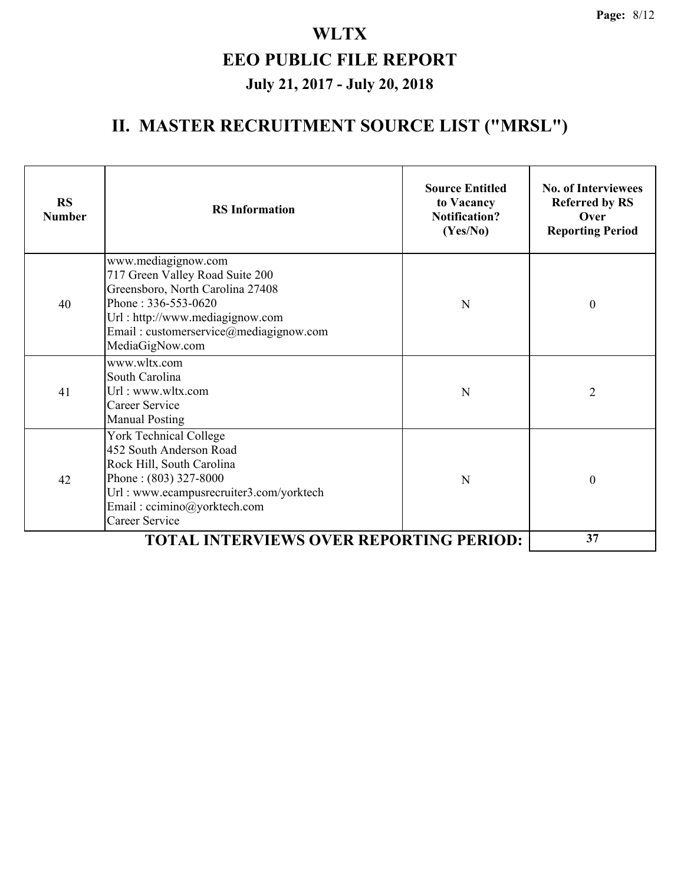# WLTX

# EEO PUBLIC FILE REPORT

### July 21, 2017 - July 20, 2018

## II. MASTER RECRUITMENT SOURCE LIST ("MRSL")

| RS Number | RS Information | Source Entitled to Vacancy Notification? (Yes/No) | No. of Interviewees Referred by RS Over Reporting Period |
|---|---|---|---|
| 40 | www.mediagignow.com<br>717 Green Valley Road Suite 200<br>Greensboro, North Carolina 27408<br>Phone : 336-553-0620<br>Url : http://www.mediagignow.com<br>Email : customerservice@mediagignow.com<br>MediaGigNow.com | N | 0 |
| 41 | www.wltx.com<br>South Carolina<br>Url : www.wltx.com<br>Career Service<br>Manual Posting | N | 2 |
| 42 | York Technical College<br>452 South Anderson Road<br>Rock Hill, South Carolina<br>Phone : (803) 327-8000<br>Url : www.ecampusrecruiter3.com/yorktech<br>Email : ccimino@yorktech.com<br>Career Service | N | 0 |
| | **TOTAL INTERVIEWS OVER REPORTING PERIOD:** | | **37** |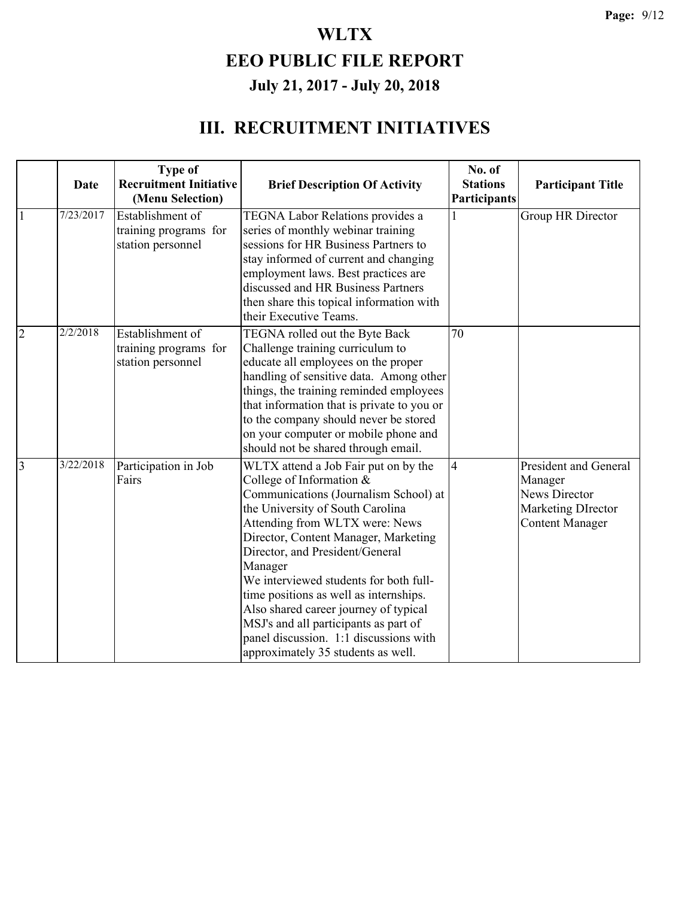# WLTX

## EEO PUBLIC FILE REPORT

### July 21, 2017 - July 20, 2018

## III. RECRUITMENT INITIATIVES

| | Date | Type of Recruitment Initiative (Menu Selection) | Brief Description Of Activity | No. of Stations Participants | Participant Title |
|---|---|---|---|---|---|
| 1 | 7/23/2017 | Establishment of training programs for station personnel | TEGNA Labor Relations provides a series of monthly webinar training sessions for HR Business Partners to stay informed of current and changing employment laws. Best practices are discussed and HR Business Partners then share this topical information with their Executive Teams. | 1 | Group HR Director |
| 2 | 2/2/2018 | Establishment of training programs for station personnel | TEGNA rolled out the Byte Back Challenge training curriculum to educate all employees on the proper handling of sensitive data. Among other things, the training reminded employees that information that is private to you or to the company should never be stored on your computer or mobile phone and should not be shared through email. | 70 | |
| 3 | 3/22/2018 | Participation in Job Fairs | WLTX attend a Job Fair put on by the College of Information & Communications (Journalism School) at the University of South Carolina Attending from WLTX were: News Director, Content Manager, Marketing Director, and President/General Manager<br>We interviewed students for both full-time positions as well as internships. Also shared career journey of typical MSJ's and all participants as part of panel discussion. 1:1 discussions with approximately 35 students as well. | 4 | President and General Manager<br>News Director<br>Marketing DIrector<br>Content Manager |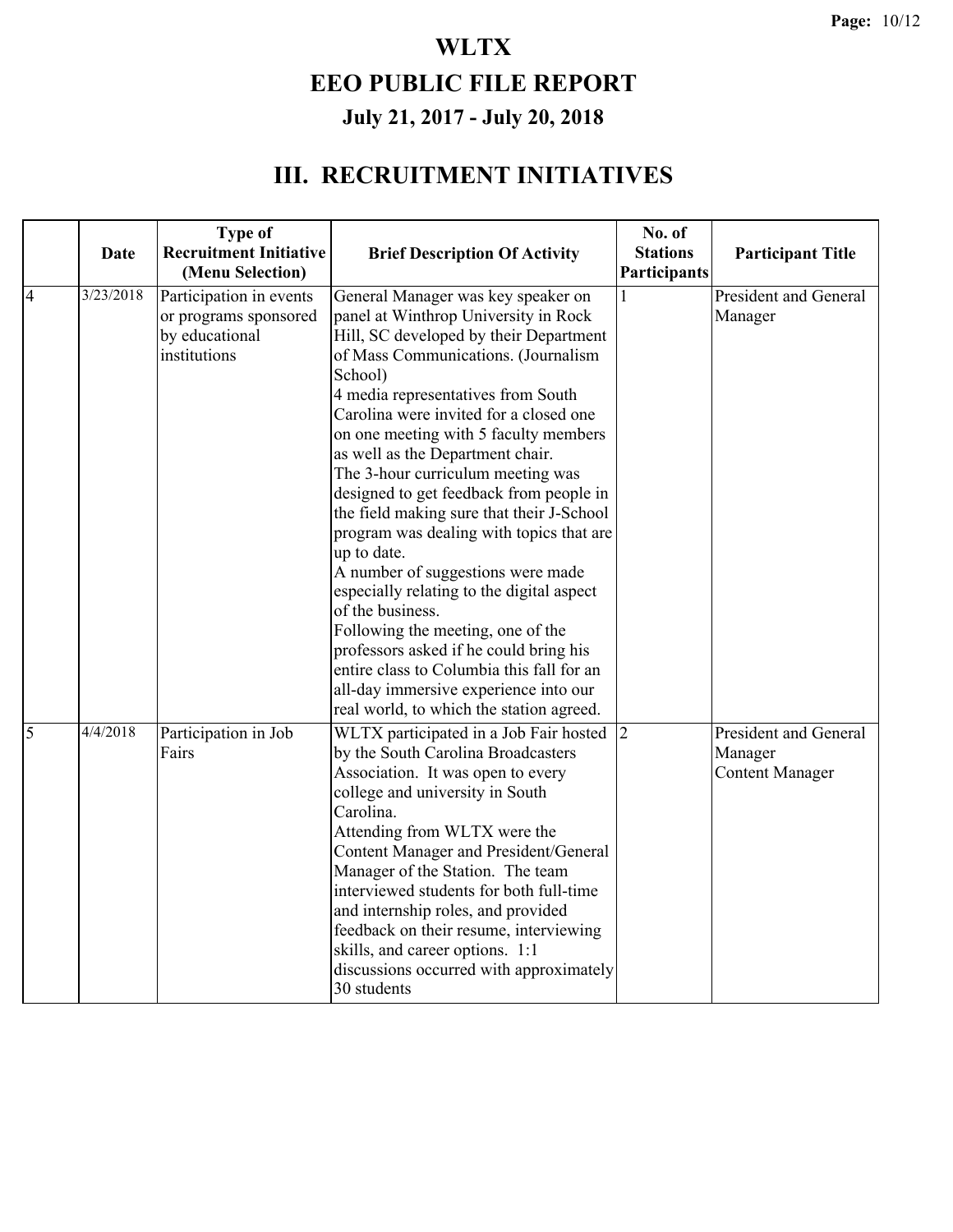# WLTX

# EEO PUBLIC FILE REPORT

## July 21, 2017 - July 20, 2018

## III. RECRUITMENT INITIATIVES

| | Date | Type of Recruitment Initiative (Menu Selection) | Brief Description Of Activity | No. of Stations Participants | Participant Title |
|---|---|---|---|---|---|
| 4 | 3/23/2018 | Participation in events or programs sponsored by educational institutions | General Manager was key speaker on panel at Winthrop University in Rock Hill, SC developed by their Department of Mass Communications. (Journalism School)<br>4 media representatives from South Carolina were invited for a closed one on one meeting with 5 faculty members as well as the Department chair.<br>The 3-hour curriculum meeting was designed to get feedback from people in the field making sure that their J-School program was dealing with topics that are up to date.<br>A number of suggestions were made especially relating to the digital aspect of the business.<br>Following the meeting, one of the professors asked if he could bring his entire class to Columbia this fall for an all-day immersive experience into our real world, to which the station agreed. | 1 | President and General Manager |
| 5 | 4/4/2018 | Participation in Job Fairs | WLTX participated in a Job Fair hosted by the South Carolina Broadcasters Association. It was open to every college and university in South Carolina.<br>Attending from WLTX were the Content Manager and President/General Manager of the Station. The team interviewed students for both full-time and internship roles, and provided feedback on their resume, interviewing skills, and career options. 1:1 discussions occurred with approximately 30 students | 2 | President and General Manager<br>Content Manager |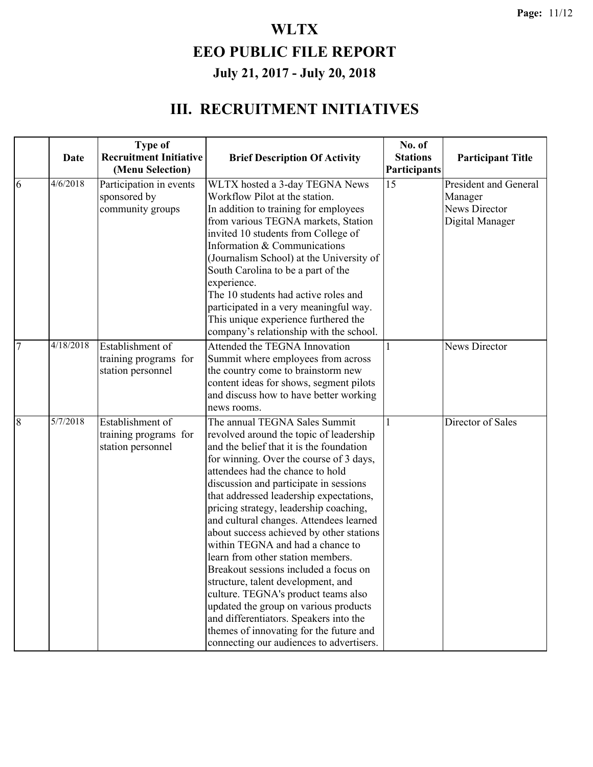# WLTX

# EEO PUBLIC FILE REPORT

## July 21, 2017 - July 20, 2018

## III. RECRUITMENT INITIATIVES

| | Date | Type of Recruitment Initiative (Menu Selection) | Brief Description Of Activity | No. of Stations Participants | Participant Title |
|---|---|---|---|---|---|
| 6 | 4/6/2018 | Participation in events sponsored by community groups | WLTX hosted a 3-day TEGNA News Workflow Pilot at the station.<br>In addition to training for employees from various TEGNA markets, Station invited 10 students from College of Information & Communications (Journalism School) at the University of South Carolina to be a part of the experience.<br>The 10 students had active roles and participated in a very meaningful way. This unique experience furthered the company's relationship with the school. | 15 | President and General Manager<br>News Director<br>Digital Manager |
| 7 | 4/18/2018 | Establishment of training programs for station personnel | Attended the TEGNA Innovation Summit where employees from across the country come to brainstorm new content ideas for shows, segment pilots and discuss how to have better working news rooms. | 1 | News Director |
| 8 | 5/7/2018 | Establishment of training programs for station personnel | The annual TEGNA Sales Summit revolved around the topic of leadership and the belief that it is the foundation for winning. Over the course of 3 days, attendees had the chance to hold discussion and participate in sessions that addressed leadership expectations, pricing strategy, leadership coaching, and cultural changes. Attendees learned about success achieved by other stations within TEGNA and had a chance to learn from other station members. Breakout sessions included a focus on structure, talent development, and culture. TEGNA's product teams also updated the group on various products and differentiators. Speakers into the themes of innovating for the future and connecting our audiences to advertisers. | 1 | Director of Sales |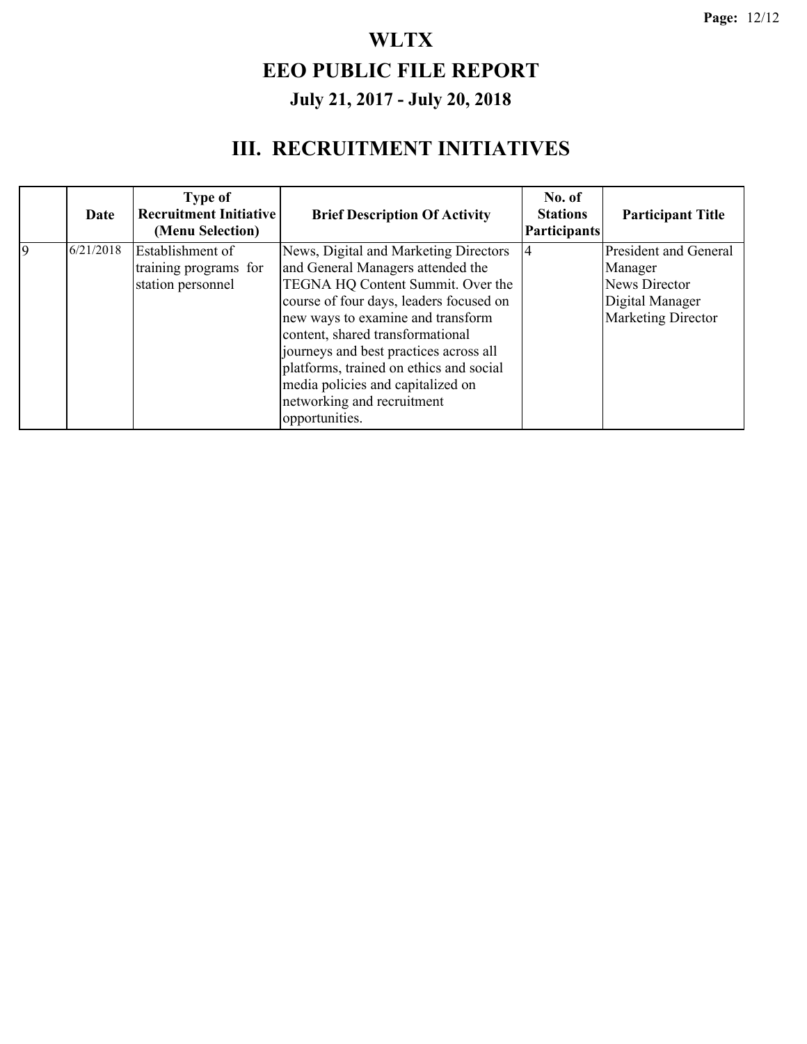# WLTX

# EEO PUBLIC FILE REPORT

## July 21, 2017 - July 20, 2018

## III. RECRUITMENT INITIATIVES

| | Date | Type of Recruitment Initiative (Menu Selection) | Brief Description Of Activity | No. of Stations Participants | Participant Title |
|---|---|---|---|---|---|
| 9 | 6/21/2018 | Establishment of training programs for station personnel | News, Digital and Marketing Directors and General Managers attended the TEGNA HQ Content Summit. Over the course of four days, leaders focused on new ways to examine and transform content, shared transformational journeys and best practices across all platforms, trained on ethics and social media policies and capitalized on networking and recruitment opportunities. | 4 | President and General Manager<br>News Director<br>Digital Manager<br>Marketing Director |